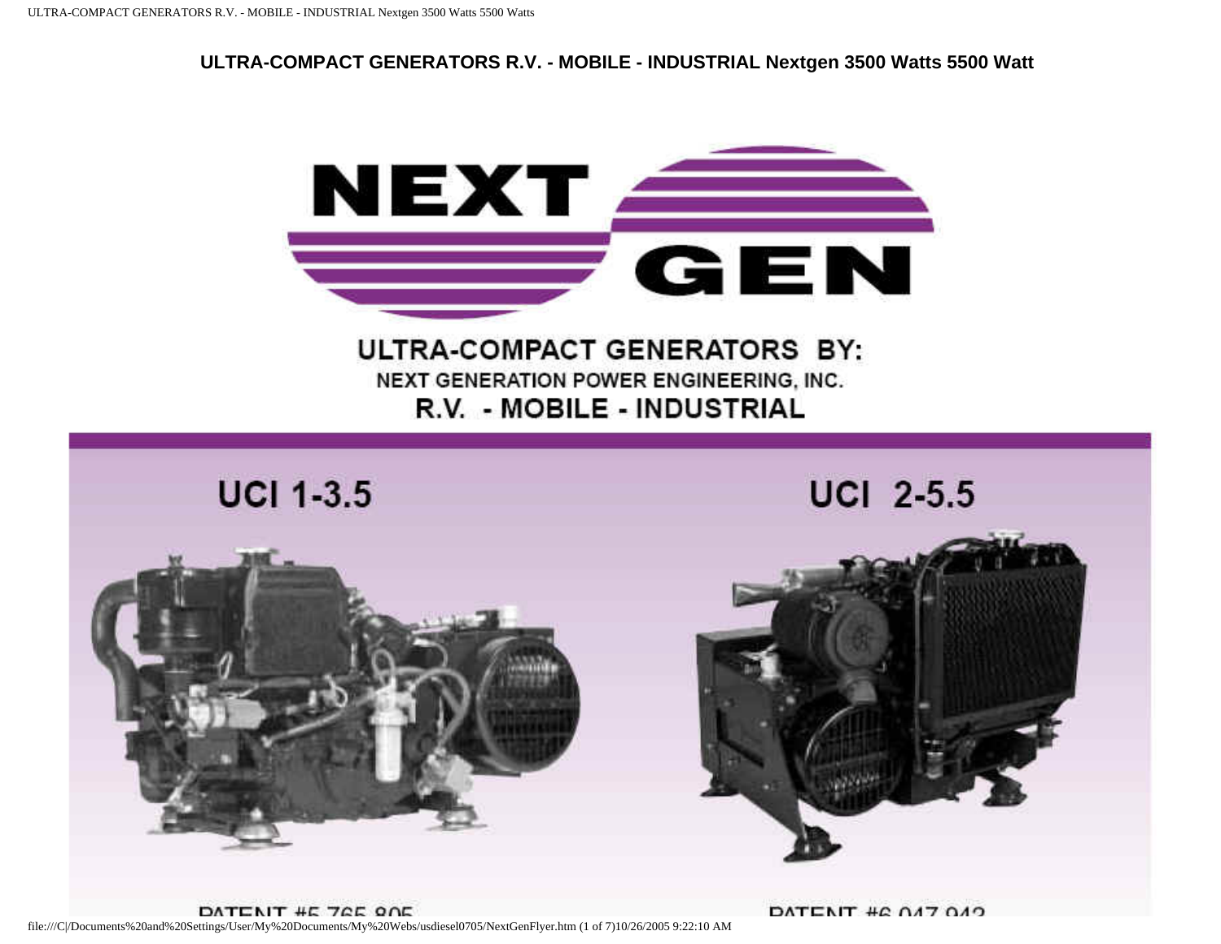# ULTRA-COMPACT GENERATORS R.V. - MOBILE - INDUSTRIAL Nextgen 3500 Watts 5500 Watt

NEXT GEN

## ULTRA-COMPACT GENERATORS BY:

NEXT GENERATION POWER ENGINEERING, INC.

R.V. - MOBILE - INDUSTRIAL

### UCI 1-3.5

### UCI 2-5.5

PATENT #5,765,805

PATENT #6,047,942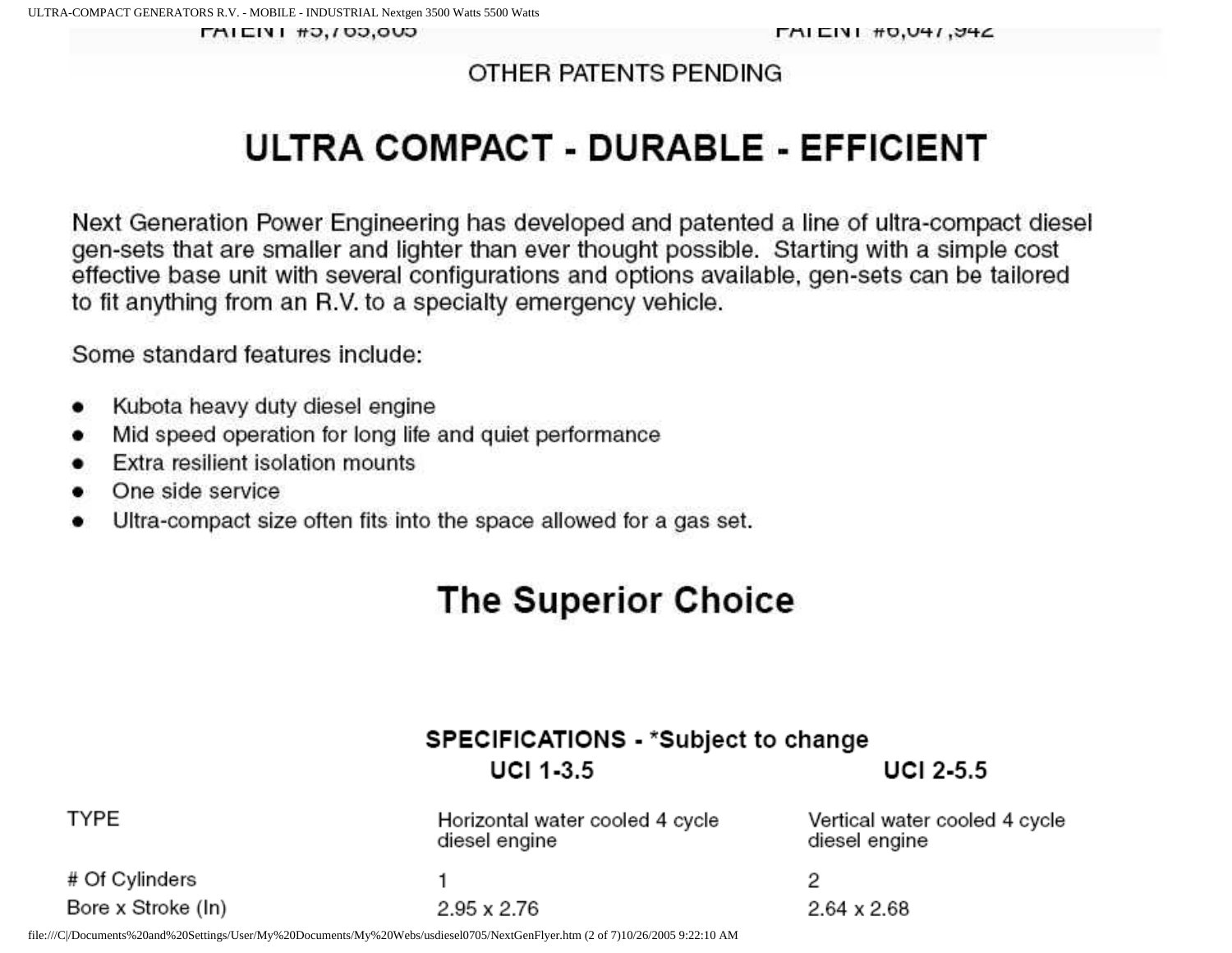PATENT #5,765,805 PATENT #6,047,942

OTHER PATENTS PENDING

# ULTRA COMPACT - DURABLE - EFFICIENT

Next Generation Power Engineering has developed and patented a line of ultra-compact diesel gen-sets that are smaller and lighter than ever thought possible. Starting with a simple cost effective base unit with several configurations and options available, gen-sets can be tailored to fit anything from an R.V. to a specialty emergency vehicle.

Some standard features include:

- Kubota heavy duty diesel engine
- Mid speed operation for long life and quiet performance
- Extra resilient isolation mounts
- One side service
- Ultra-compact size often fits into the space allowed for a gas set.

# The Superior Choice

### SPECIFICATIONS - *Subject to change

| | UCI 1-3.5 | UCI 2-5.5 |
|---|---|---|
| TYPE | Horizontal water cooled 4 cycle diesel engine | Vertical water cooled 4 cycle diesel engine |
| # Of Cylinders | 1 | 2 |
| Bore x Stroke (In) | 2.95 x 2.76 | 2.64 x 2.68 |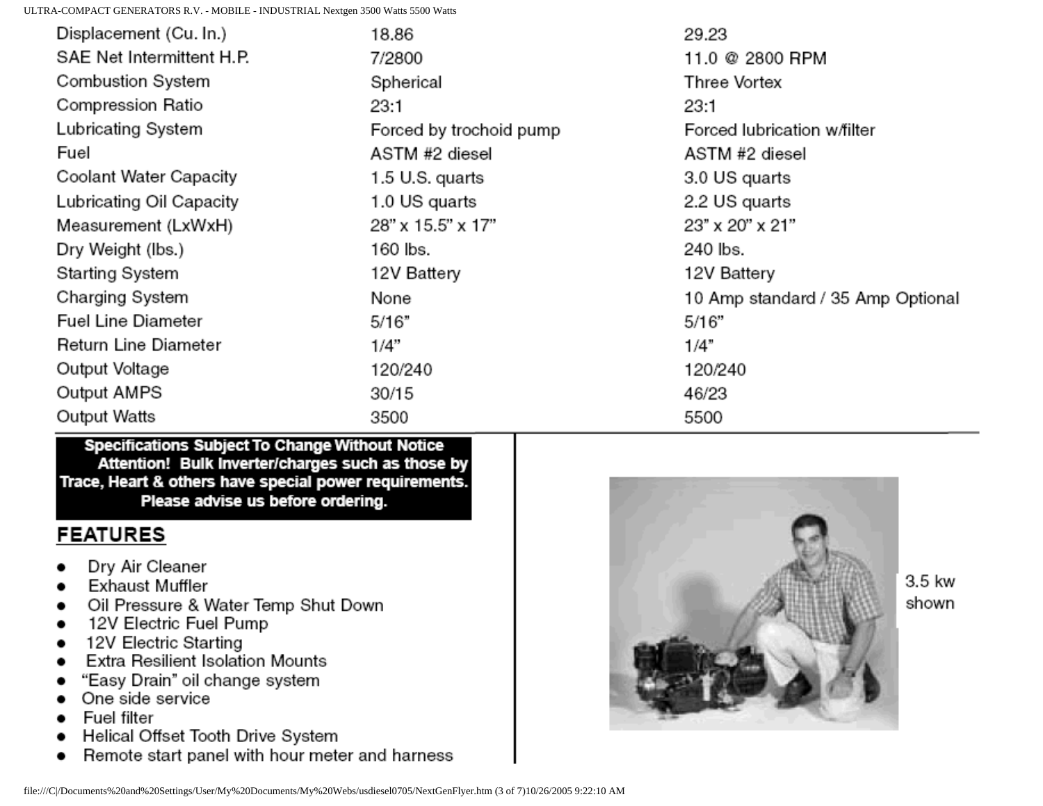| Displacement (Cu. In.) | 18.86 | 29.23 |
|---|---|---|
| SAE Net Intermittent H.P. | 7/2800 | 11.0 @ 2800 RPM |
| Combustion System | Spherical | Three Vortex |
| Compression Ratio | 23:1 | 23:1 |
| Lubricating System | Forced by trochoid pump | Forced lubrication w/filter |
| Fuel | ASTM #2 diesel | ASTM #2 diesel |
| Coolant Water Capacity | 1.5 U.S. quarts | 3.0 US quarts |
| Lubricating Oil Capacity | 1.0 US quarts | 2.2 US quarts |
| Measurement (LxWxH) | 28" x 15.5" x 17" | 23" x 20" x 21" |
| Dry Weight (lbs.) | 160 lbs. | 240 lbs. |
| Starting System | 12V Battery | 12V Battery |
| Charging System | None | 10 Amp standard / 35 Amp Optional |
| Fuel Line Diameter | 5/16" | 5/16" |
| Return Line Diameter | 1/4" | 1/4" |
| Output Voltage | 120/240 | 120/240 |
| Output AMPS | 30/15 | 46/23 |
| Output Watts | 3500 | 5500 |

**Specifications Subject To Change Without Notice**
**Attention! Bulk Inverter/charges such as those by Trace, Heart & others have special power requirements. Please advise us before ordering.**

## FEATURES

- Dry Air Cleaner
- Exhaust Muffler
- Oil Pressure & Water Temp Shut Down
- 12V Electric Fuel Pump
- 12V Electric Starting
- Extra Resilient Isolation Mounts
- "Easy Drain" oil change system
- One side service
- Fuel filter
- Helical Offset Tooth Drive System
- Remote start panel with hour meter and harness

3.5 kw shown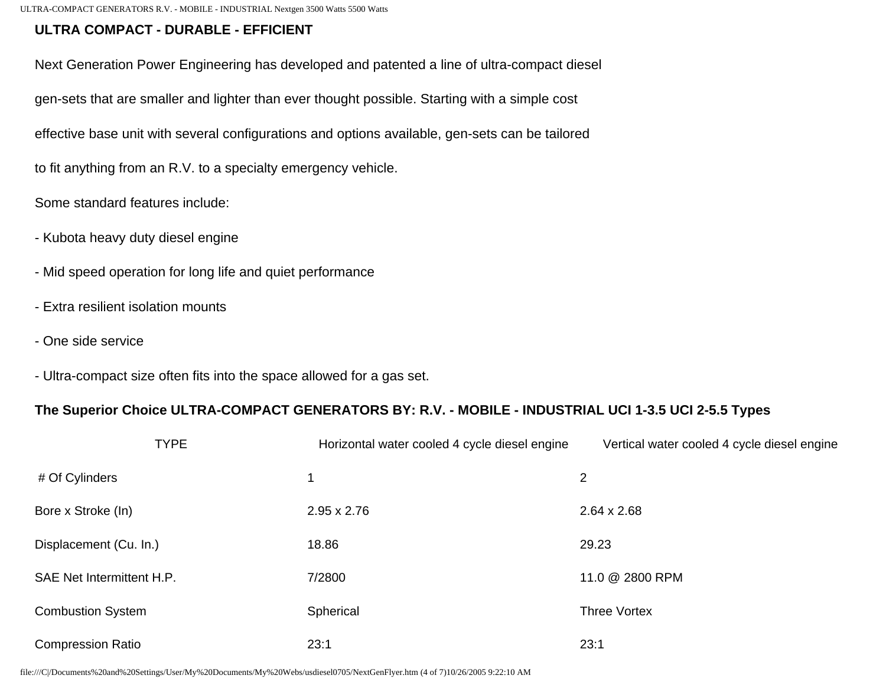**ULTRA COMPACT - DURABLE - EFFICIENT**

Next Generation Power Engineering has developed and patented a line of ultra-compact diesel gen-sets that are smaller and lighter than ever thought possible. Starting with a simple cost effective base unit with several configurations and options available, gen-sets can be tailored to fit anything from an R.V. to a specialty emergency vehicle.

Some standard features include:

- Kubota heavy duty diesel engine
- Mid speed operation for long life and quiet performance
- Extra resilient isolation mounts
- One side service
- Ultra-compact size often fits into the space allowed for a gas set.

**The Superior Choice ULTRA-COMPACT GENERATORS BY: R.V. - MOBILE - INDUSTRIAL UCI 1-3.5 UCI 2-5.5 Types**

| TYPE | Horizontal water cooled 4 cycle diesel engine | Vertical water cooled 4 cycle diesel engine |
|---|---|---|
| # Of Cylinders | 1 | 2 |
| Bore x Stroke (In) | 2.95 x 2.76 | 2.64 x 2.68 |
| Displacement (Cu. In.) | 18.86 | 29.23 |
| SAE Net Intermittent H.P. | 7/2800 | 11.0 @ 2800 RPM |
| Combustion System | Spherical | Three Vortex |
| Compression Ratio | 23:1 | 23:1 |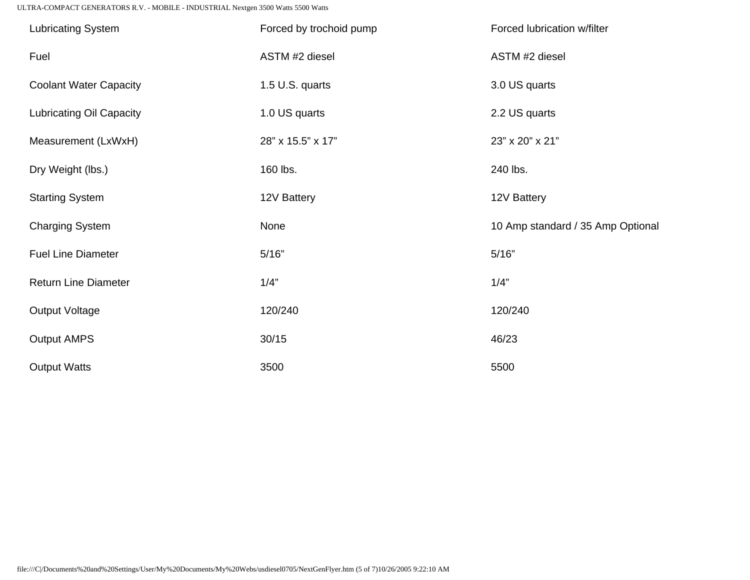| | | |
|---|---|---|
| Lubricating System | Forced by trochoid pump | Forced lubrication w/filter |
| Fuel | ASTM #2 diesel | ASTM #2 diesel |
| Coolant Water Capacity | 1.5 U.S. quarts | 3.0 US quarts |
| Lubricating Oil Capacity | 1.0 US quarts | 2.2 US quarts |
| Measurement (LxWxH) | 28” x 15.5” x 17” | 23” x 20” x 21” |
| Dry Weight (lbs.) | 160 lbs. | 240 lbs. |
| Starting System | 12V Battery | 12V Battery |
| Charging System | None | 10 Amp standard / 35 Amp Optional |
| Fuel Line Diameter | 5/16” | 5/16” |
| Return Line Diameter | 1/4” | 1/4” |
| Output Voltage | 120/240 | 120/240 |
| Output AMPS | 30/15 | 46/23 |
| Output Watts | 3500 | 5500 |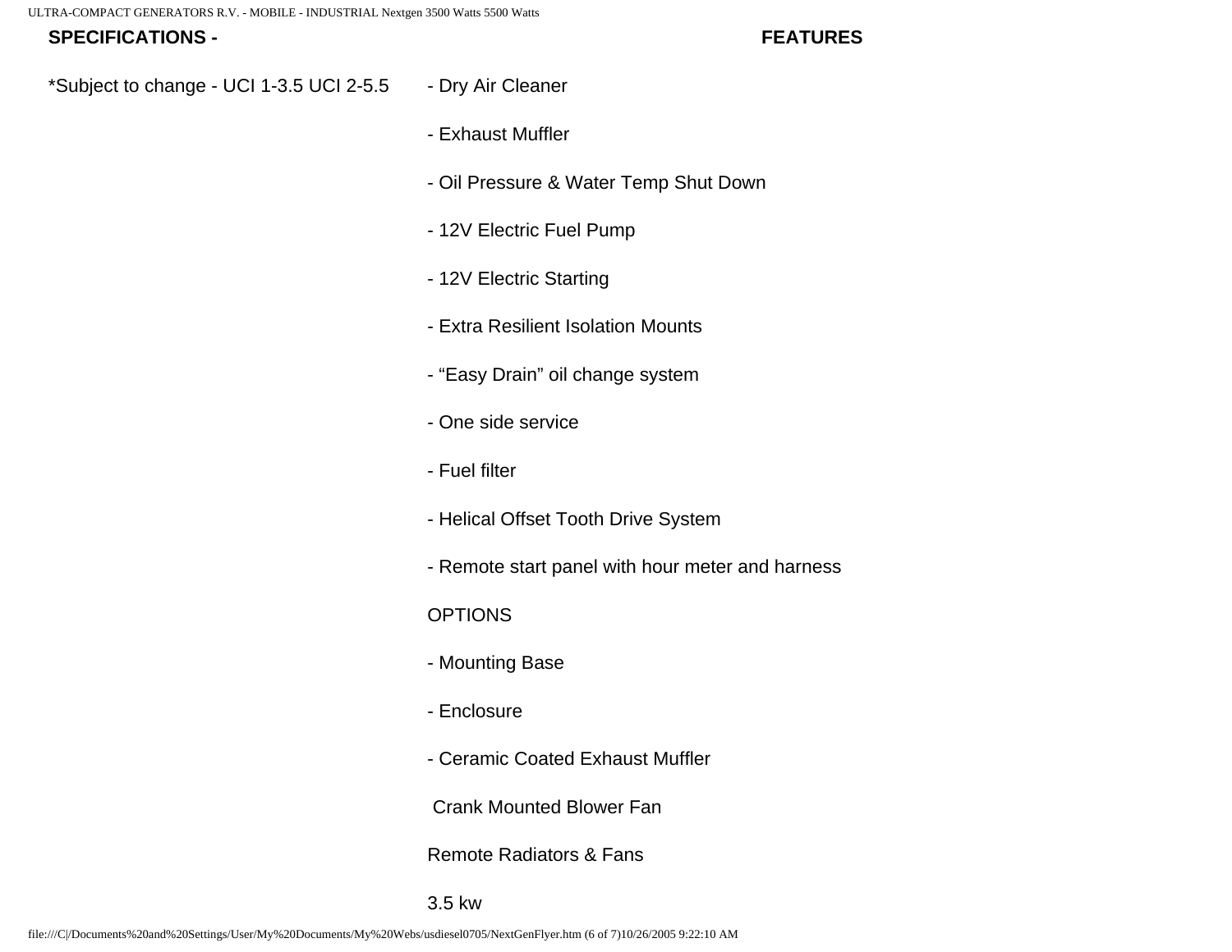**SPECIFICATIONS -**

**FEATURES**

*Subject to change - UCI 1-3.5 UCI 2-5.5

- Dry Air Cleaner
- Exhaust Muffler
- Oil Pressure & Water Temp Shut Down
- 12V Electric Fuel Pump
- 12V Electric Starting
- Extra Resilient Isolation Mounts
- “Easy Drain” oil change system
- One side service
- Fuel filter
- Helical Offset Tooth Drive System
- Remote start panel with hour meter and harness

OPTIONS

- Mounting Base
- Enclosure
- Ceramic Coated Exhaust Muffler

Crank Mounted Blower Fan

Remote Radiators & Fans

3.5 kw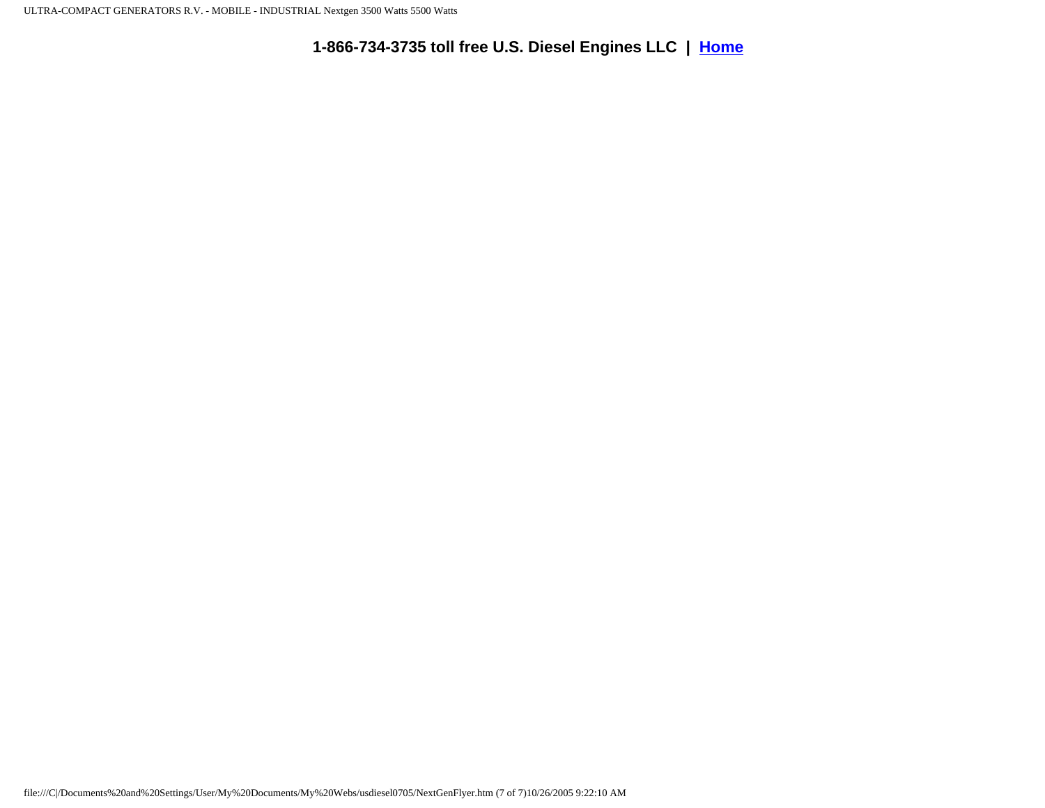**1-866-734-3735 toll free U.S. Diesel Engines LLC | [Home]**